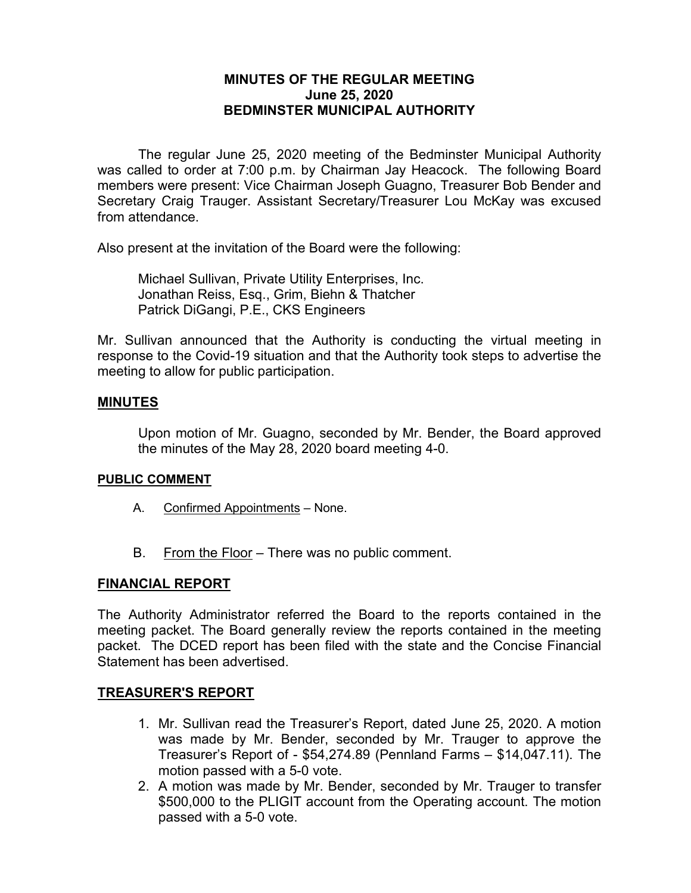**MINUTES OF THE REGULAR MEETING**
**June 25, 2020**
**BEDMINSTER MUNICIPAL AUTHORITY**

The regular June 25, 2020 meeting of the Bedminster Municipal Authority was called to order at 7:00 p.m. by Chairman Jay Heacock. The following Board members were present: Vice Chairman Joseph Guagno, Treasurer Bob Bender and Secretary Craig Trauger. Assistant Secretary/Treasurer Lou McKay was excused from attendance.

Also present at the invitation of the Board were the following:

Michael Sullivan, Private Utility Enterprises, Inc.
Jonathan Reiss, Esq., Grim, Biehn & Thatcher
Patrick DiGangi, P.E., CKS Engineers

Mr. Sullivan announced that the Authority is conducting the virtual meeting in response to the Covid-19 situation and that the Authority took steps to advertise the meeting to allow for public participation.

## MINUTES

Upon motion of Mr. Guagno, seconded by Mr. Bender, the Board approved the minutes of the May 28, 2020 board meeting 4-0.

## PUBLIC COMMENT

A. Confirmed Appointments – None.

B. From the Floor – There was no public comment.

## FINANCIAL REPORT

The Authority Administrator referred the Board to the reports contained in the meeting packet. The Board generally review the reports contained in the meeting packet. The DCED report has been filed with the state and the Concise Financial Statement has been advertised.

## TREASURER'S REPORT

1. Mr. Sullivan read the Treasurer's Report, dated June 25, 2020. A motion was made by Mr. Bender, seconded by Mr. Trauger to approve the Treasurer's Report of - $54,274.89 (Pennland Farms – $14,047.11). The motion passed with a 5-0 vote.
2. A motion was made by Mr. Bender, seconded by Mr. Trauger to transfer $500,000 to the PLIGIT account from the Operating account. The motion passed with a 5-0 vote.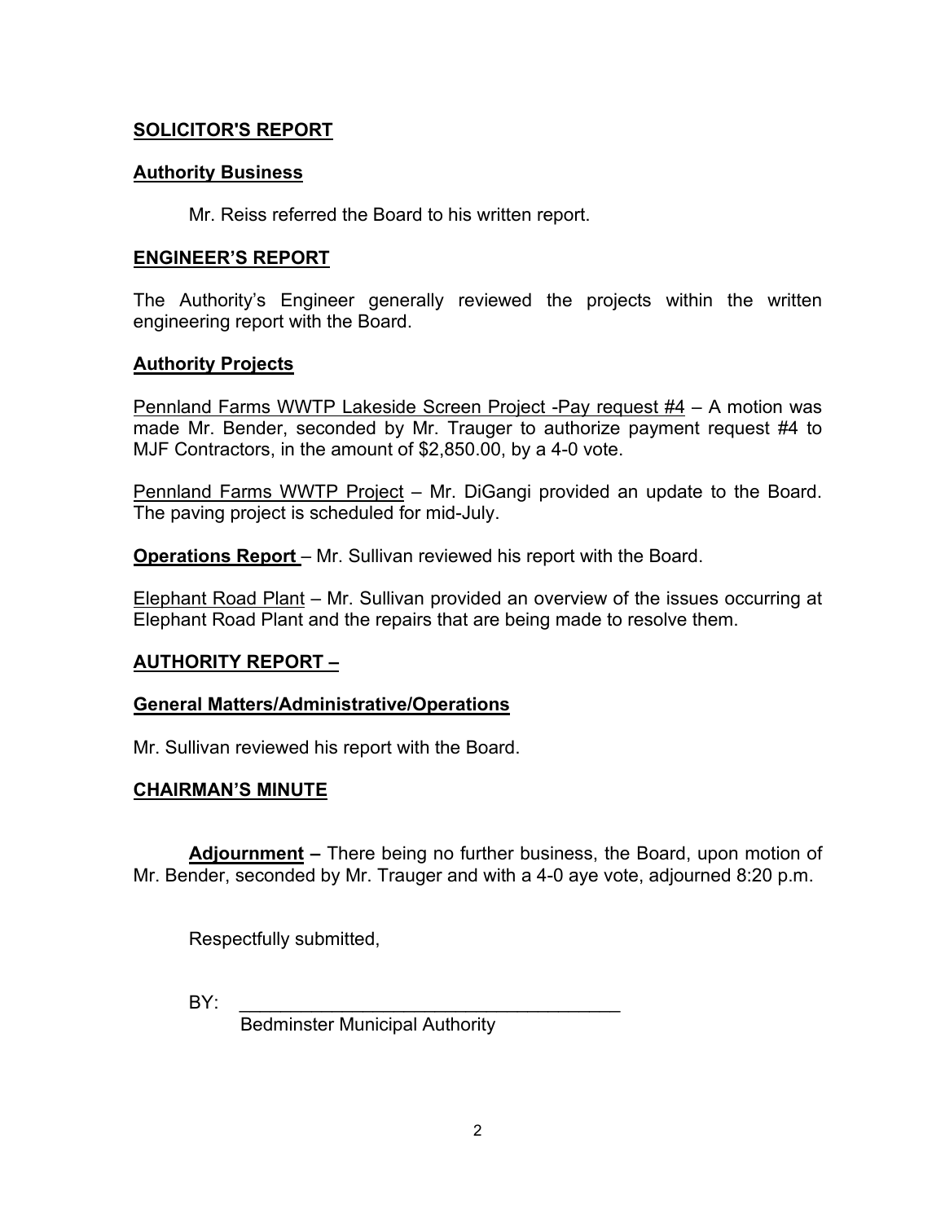## **SOLICITOR'S REPORT**

### **Authority Business**

Mr. Reiss referred the Board to his written report.

## **ENGINEER'S REPORT**

The Authority's Engineer generally reviewed the projects within the written engineering report with the Board.

### **Authority Projects**

Pennland Farms WWTP Lakeside Screen Project -Pay request #4 – A motion was made Mr. Bender, seconded by Mr. Trauger to authorize payment request #4 to MJF Contractors, in the amount of $2,850.00, by a 4-0 vote.

Pennland Farms WWTP Project – Mr. DiGangi provided an update to the Board. The paving project is scheduled for mid-July.

**Operations Report** – Mr. Sullivan reviewed his report with the Board.

Elephant Road Plant – Mr. Sullivan provided an overview of the issues occurring at Elephant Road Plant and the repairs that are being made to resolve them.

## **AUTHORITY REPORT –**

### **General Matters/Administrative/Operations**

Mr. Sullivan reviewed his report with the Board.

## **CHAIRMAN'S MINUTE**

**Adjournment –** There being no further business, the Board, upon motion of Mr. Bender, seconded by Mr. Trauger and with a 4-0 aye vote, adjourned 8:20 p.m.

Respectfully submitted,

BY: ______________________________________

Bedminster Municipal Authority